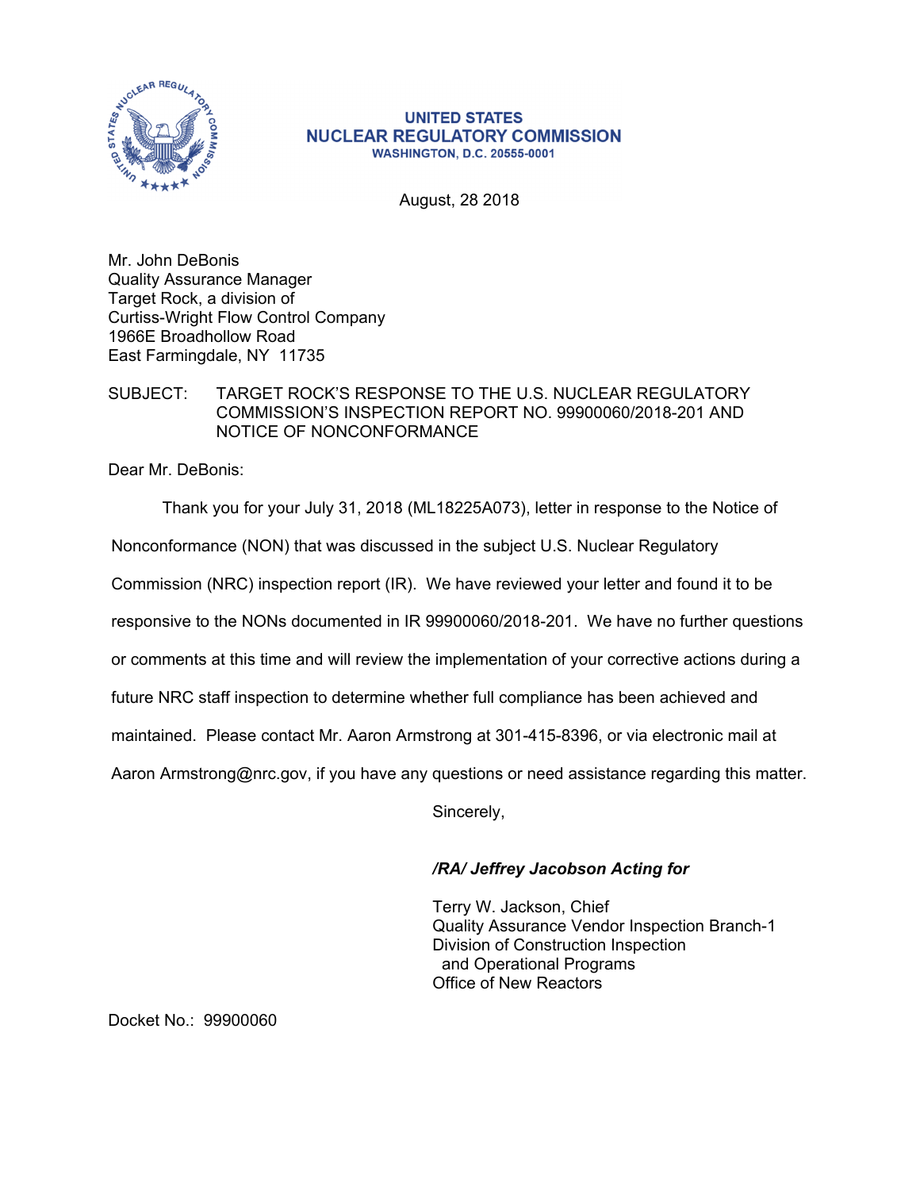**UNITED STATES**
**NUCLEAR REGULATORY COMMISSION**
**WASHINGTON, D.C. 20555-0001**

August, 28 2018

Mr. John DeBonis
Quality Assurance Manager
Target Rock, a division of
Curtiss-Wright Flow Control Company
1966E Broadhollow Road
East Farmingdale, NY 11735

SUBJECT: TARGET ROCK'S RESPONSE TO THE U.S. NUCLEAR REGULATORY COMMISSION'S INSPECTION REPORT NO. 99900060/2018-201 AND NOTICE OF NONCONFORMANCE

Dear Mr. DeBonis:

Thank you for your July 31, 2018 (ML18225A073), letter in response to the Notice of Nonconformance (NON) that was discussed in the subject U.S. Nuclear Regulatory Commission (NRC) inspection report (IR). We have reviewed your letter and found it to be responsive to the NONs documented in IR 99900060/2018-201. We have no further questions or comments at this time and will review the implementation of your corrective actions during a future NRC staff inspection to determine whether full compliance has been achieved and maintained. Please contact Mr. Aaron Armstrong at 301-415-8396, or via electronic mail at Aaron Armstrong@nrc.gov, if you have any questions or need assistance regarding this matter.

Sincerely,

***/RA/ Jeffrey Jacobson Acting for***

Terry W. Jackson, Chief
Quality Assurance Vendor Inspection Branch-1
Division of Construction Inspection
and Operational Programs
Office of New Reactors

Docket No.: 99900060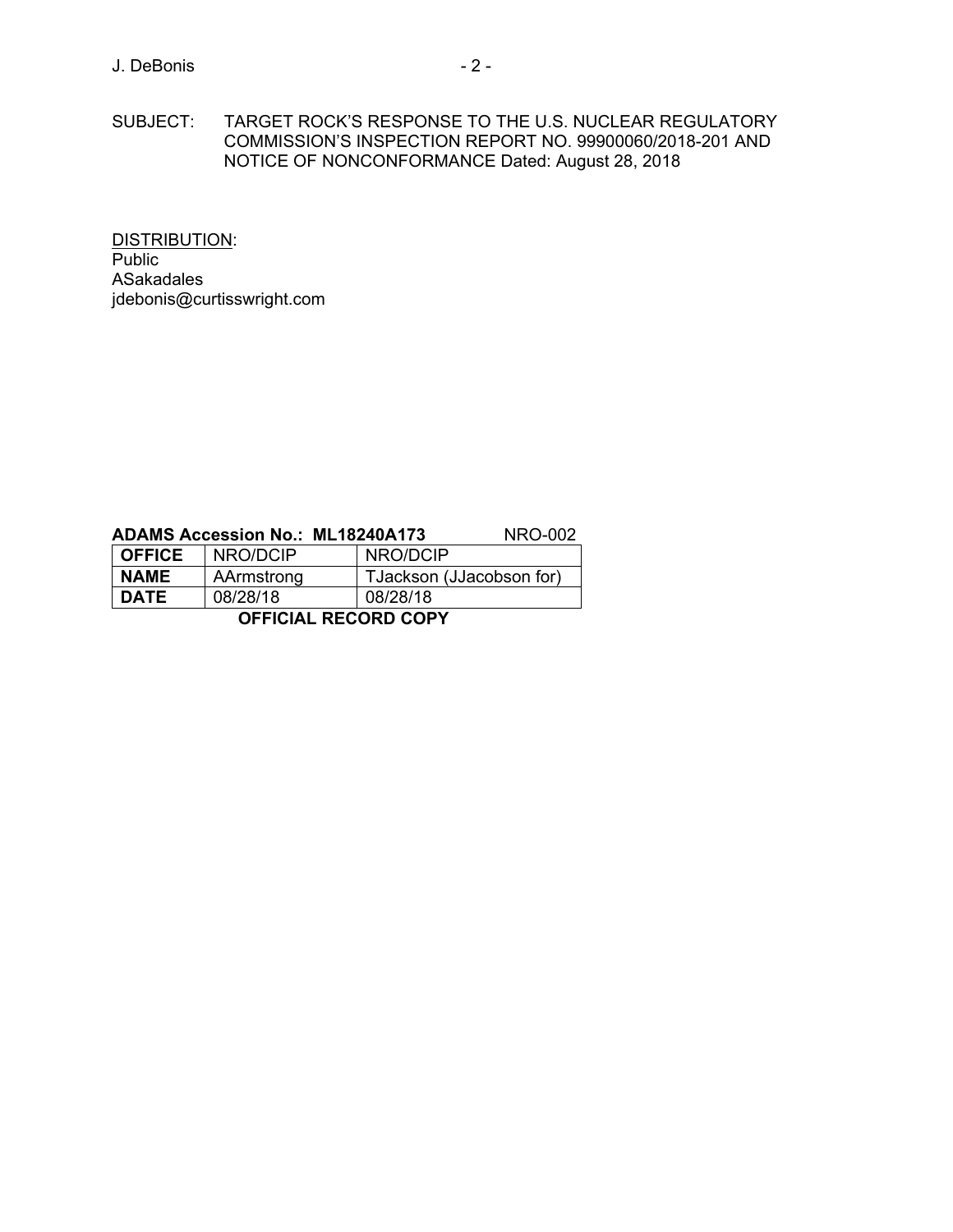SUBJECT: TARGET ROCK'S RESPONSE TO THE U.S. NUCLEAR REGULATORY COMMISSION'S INSPECTION REPORT NO. 99900060/2018-201 AND NOTICE OF NONCONFORMANCE Dated: August 28, 2018

DISTRIBUTION:
Public
ASakadales
jdebonis@curtisswright.com

**ADAMS Accession No.: ML18240A173** NRO-002

| **OFFICE** | NRO/DCIP | NRO/DCIP |
|---|---|---|
| **NAME** | AArmstrong | TJackson (JJacobson for) |
| **DATE** | 08/28/18 | 08/28/18 |

**OFFICIAL RECORD COPY**